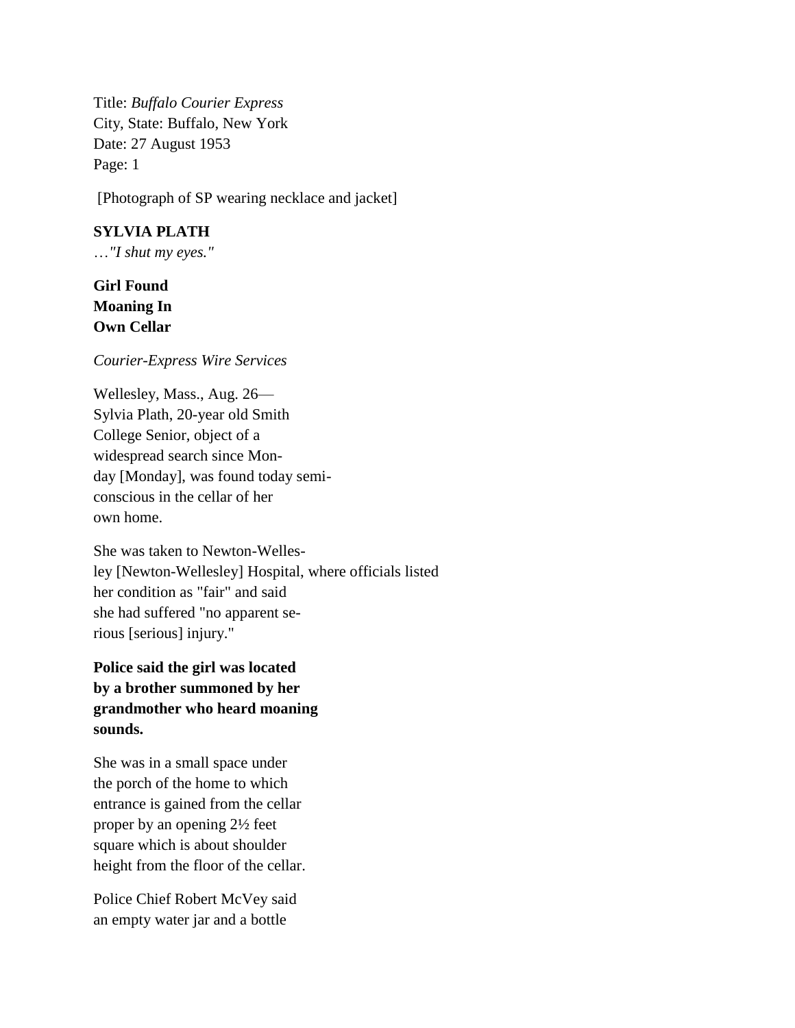Title: *Buffalo Courier Express*
City, State: Buffalo, New York
Date: 27 August 1953
Page: 1

[Photograph of SP wearing necklace and jacket]

**SYLVIA PLATH**
…*"I shut my eyes."*

**Girl Found Moaning In Own Cellar**

*Courier-Express Wire Services*

Wellesley, Mass., Aug. 26—Sylvia Plath, 20-year old Smith College Senior, object of a widespread search since Mon-day [Monday], was found today semi-conscious in the cellar of her own home.

She was taken to Newton-Welles-ley [Newton-Wellesley] Hospital, where officials listed her condition as "fair" and said she had suffered "no apparent se-rious [serious] injury."

**Police said the girl was located by a brother summoned by her grandmother who heard moaning sounds.**

She was in a small space under the porch of the home to which entrance is gained from the cellar proper by an opening 2½ feet square which is about shoulder height from the floor of the cellar.

Police Chief Robert McVey said an empty water jar and a bottle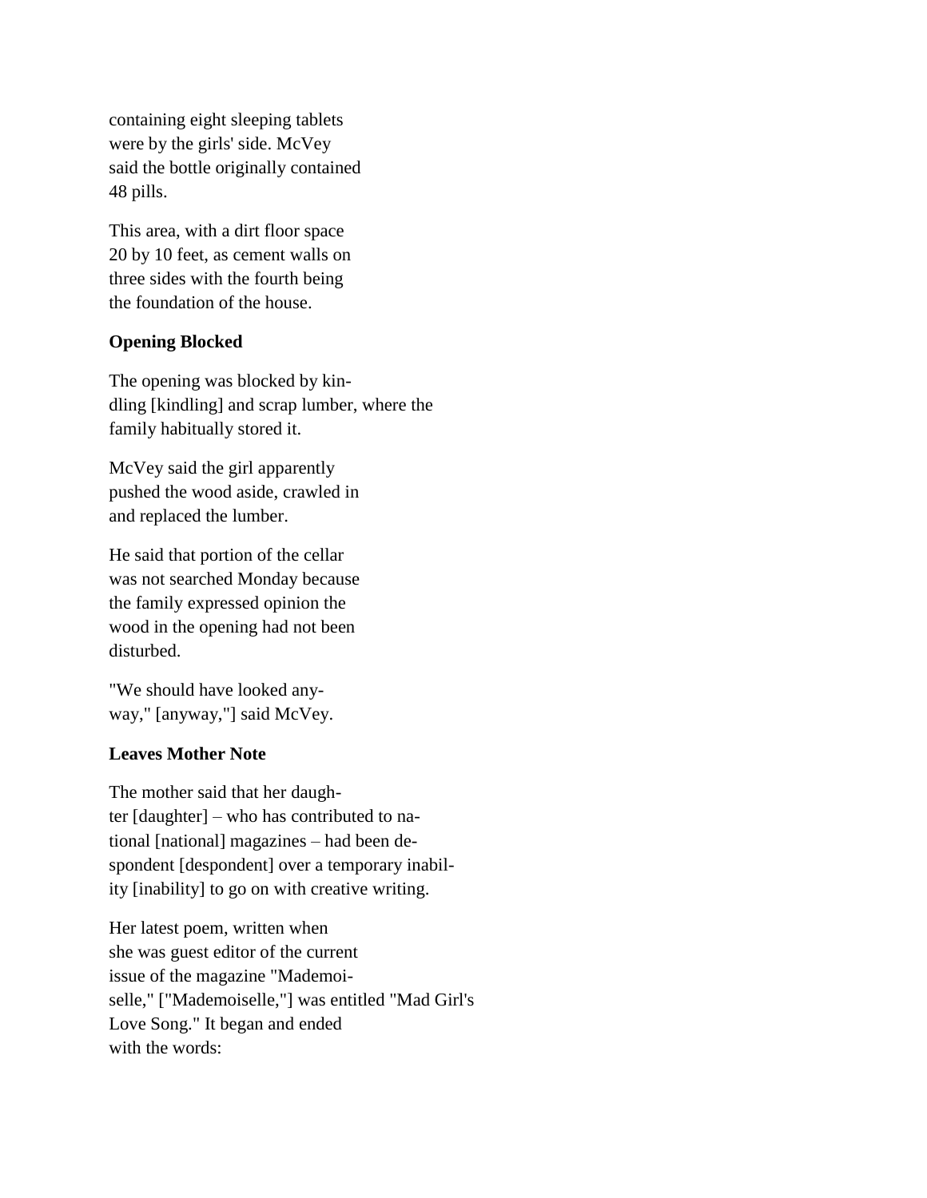containing eight sleeping tablets
were by the girls' side. McVey
said the bottle originally contained
48 pills.

This area, with a dirt floor space
20 by 10 feet, as cement walls on
three sides with the fourth being
the foundation of the house.

**Opening Blocked**

The opening was blocked by kin-
dling [kindling] and scrap lumber, where the
family habitually stored it.

McVey said the girl apparently
pushed the wood aside, crawled in
and replaced the lumber.

He said that portion of the cellar
was not searched Monday because
the family expressed opinion the
wood in the opening had not been
disturbed.

"We should have looked any-
way," [anyway,"] said McVey.

**Leaves Mother Note**

The mother said that her daugh-
ter [daughter] – who has contributed to na-
tional [national] magazines – had been de-
spondent [despondent] over a temporary inabil-
ity [inability] to go on with creative writing.

Her latest poem, written when
she was guest editor of the current
issue of the magazine "Mademoi-
selle," ["Mademoiselle,"] was entitled "Mad Girl's
Love Song." It began and ended
with the words: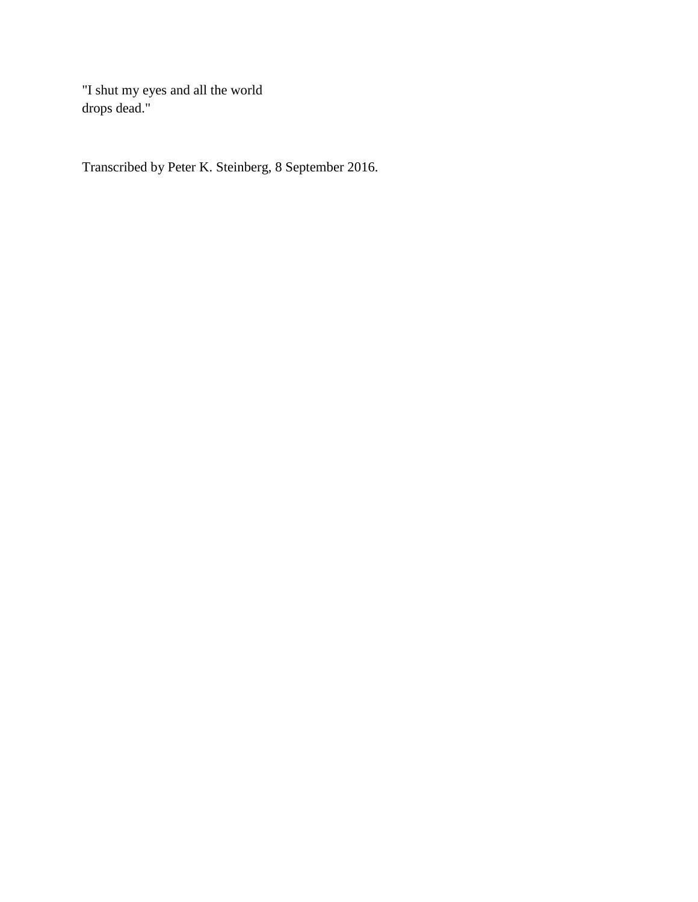"I shut my eyes and all the world  
drops dead."

Transcribed by Peter K. Steinberg, 8 September 2016.